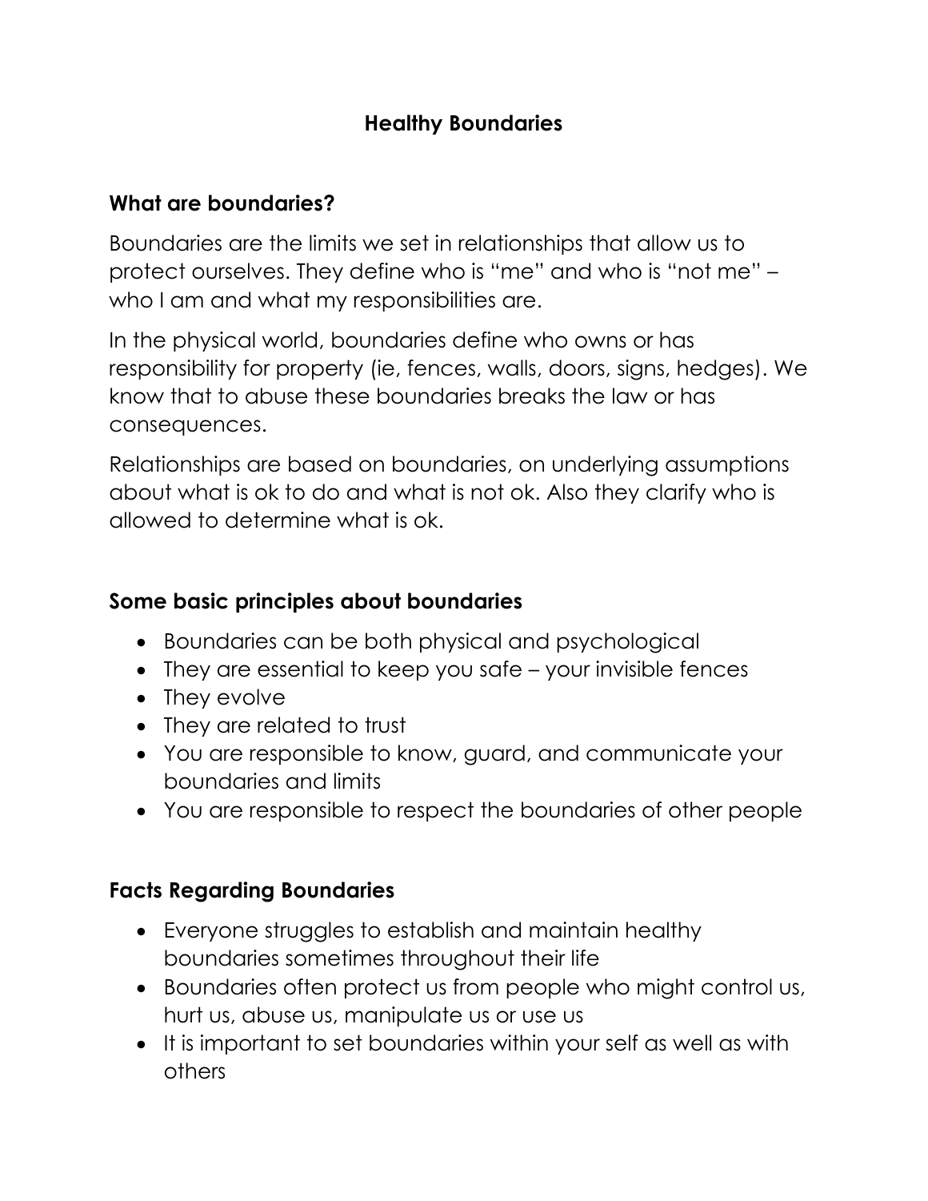# Healthy Boundaries

## What are boundaries?

Boundaries are the limits we set in relationships that allow us to protect ourselves. They define who is "me" and who is "not me" – who I am and what my responsibilities are.

In the physical world, boundaries define who owns or has responsibility for property (ie, fences, walls, doors, signs, hedges). We know that to abuse these boundaries breaks the law or has consequences.

Relationships are based on boundaries, on underlying assumptions about what is ok to do and what is not ok. Also they clarify who is allowed to determine what is ok.

## Some basic principles about boundaries

- Boundaries can be both physical and psychological
- They are essential to keep you safe – your invisible fences
- They evolve
- They are related to trust
- You are responsible to know, guard, and communicate your boundaries and limits
- You are responsible to respect the boundaries of other people

## Facts Regarding Boundaries

- Everyone struggles to establish and maintain healthy boundaries sometimes throughout their life
- Boundaries often protect us from people who might control us, hurt us, abuse us, manipulate us or use us
- It is important to set boundaries within your self as well as with others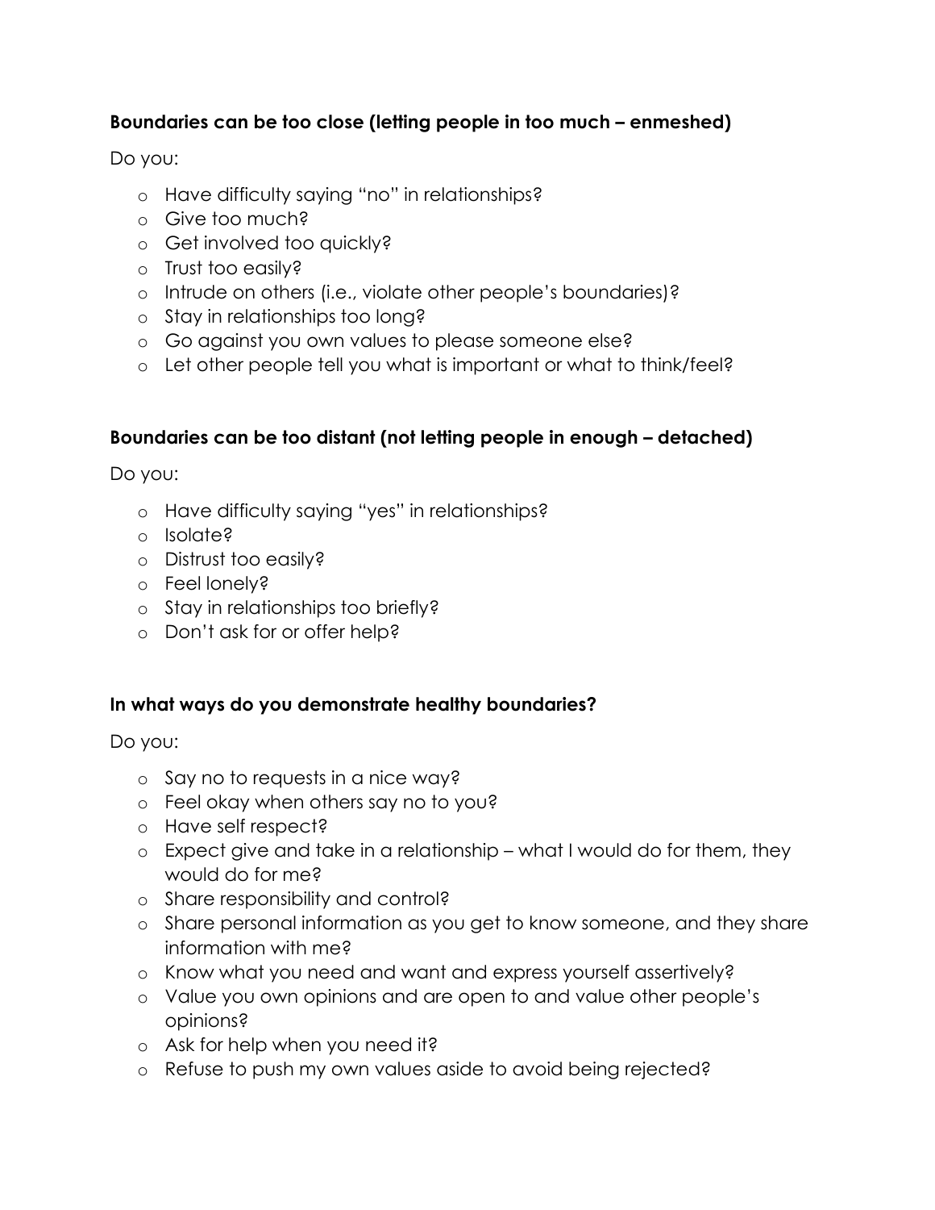**Boundaries can be too close (letting people in too much – enmeshed)**

Do you:

- Have difficulty saying "no" in relationships?
- Give too much?
- Get involved too quickly?
- Trust too easily?
- Intrude on others (i.e., violate other people's boundaries)?
- Stay in relationships too long?
- Go against you own values to please someone else?
- Let other people tell you what is important or what to think/feel?

**Boundaries can be too distant (not letting people in enough – detached)**

Do you:

- Have difficulty saying "yes" in relationships?
- Isolate?
- Distrust too easily?
- Feel lonely?
- Stay in relationships too briefly?
- Don't ask for or offer help?

**In what ways do you demonstrate healthy boundaries?**

Do you:

- Say no to requests in a nice way?
- Feel okay when others say no to you?
- Have self respect?
- Expect give and take in a relationship – what I would do for them, they would do for me?
- Share responsibility and control?
- Share personal information as you get to know someone, and they share information with me?
- Know what you need and want and express yourself assertively?
- Value you own opinions and are open to and value other people's opinions?
- Ask for help when you need it?
- Refuse to push my own values aside to avoid being rejected?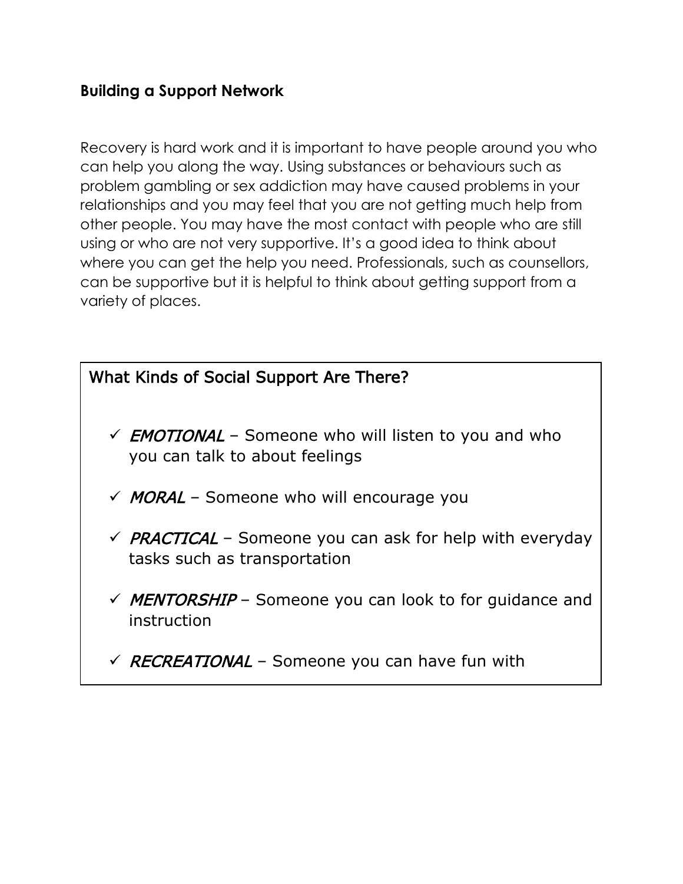## Building a Support Network

Recovery is hard work and it is important to have people around you who can help you along the way. Using substances or behaviours such as problem gambling or sex addiction may have caused problems in your relationships and you may feel that you are not getting much help from other people. You may have the most contact with people who are still using or who are not very supportive. It's a good idea to think about where you can get the help you need. Professionals, such as counsellors, can be supportive but it is helpful to think about getting support from a variety of places.

### What Kinds of Social Support Are There?

- ✓ *EMOTIONAL* – Someone who will listen to you and who you can talk to about feelings
- ✓ *MORAL* – Someone who will encourage you
- ✓ *PRACTICAL* – Someone you can ask for help with everyday tasks such as transportation
- ✓ *MENTORSHIP* – Someone you can look to for guidance and instruction
- ✓ *RECREATIONAL* – Someone you can have fun with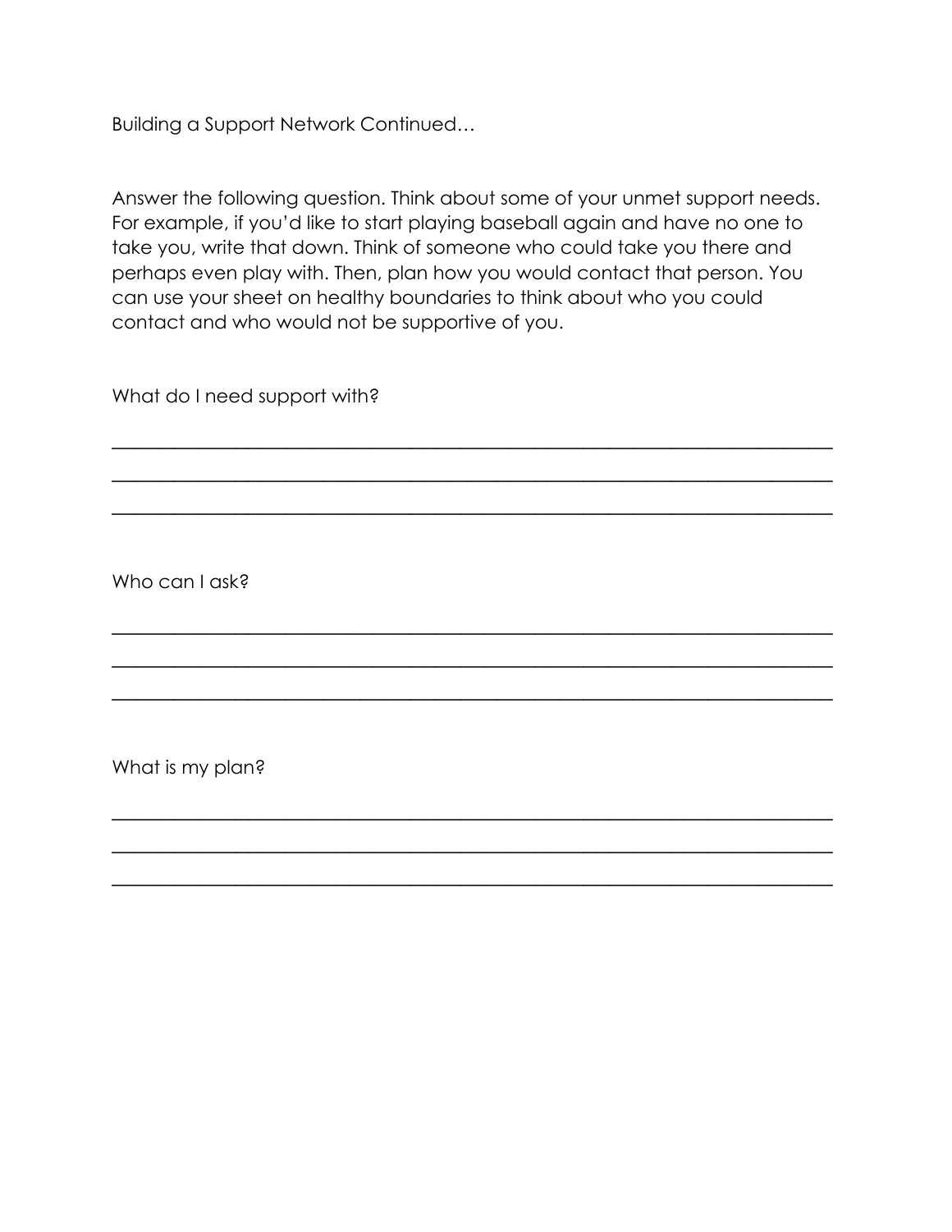Building a Support Network Continued…

Answer the following question. Think about some of your unmet support needs. For example, if you'd like to start playing baseball again and have no one to take you, write that down. Think of someone who could take you there and perhaps even play with. Then, plan how you would contact that person. You can use your sheet on healthy boundaries to think about who you could contact and who would not be supportive of you.

What do I need support with?

______________________________________________________________________

______________________________________________________________________

______________________________________________________________________

Who can I ask?

______________________________________________________________________

______________________________________________________________________

______________________________________________________________________

What is my plan?

______________________________________________________________________

______________________________________________________________________

______________________________________________________________________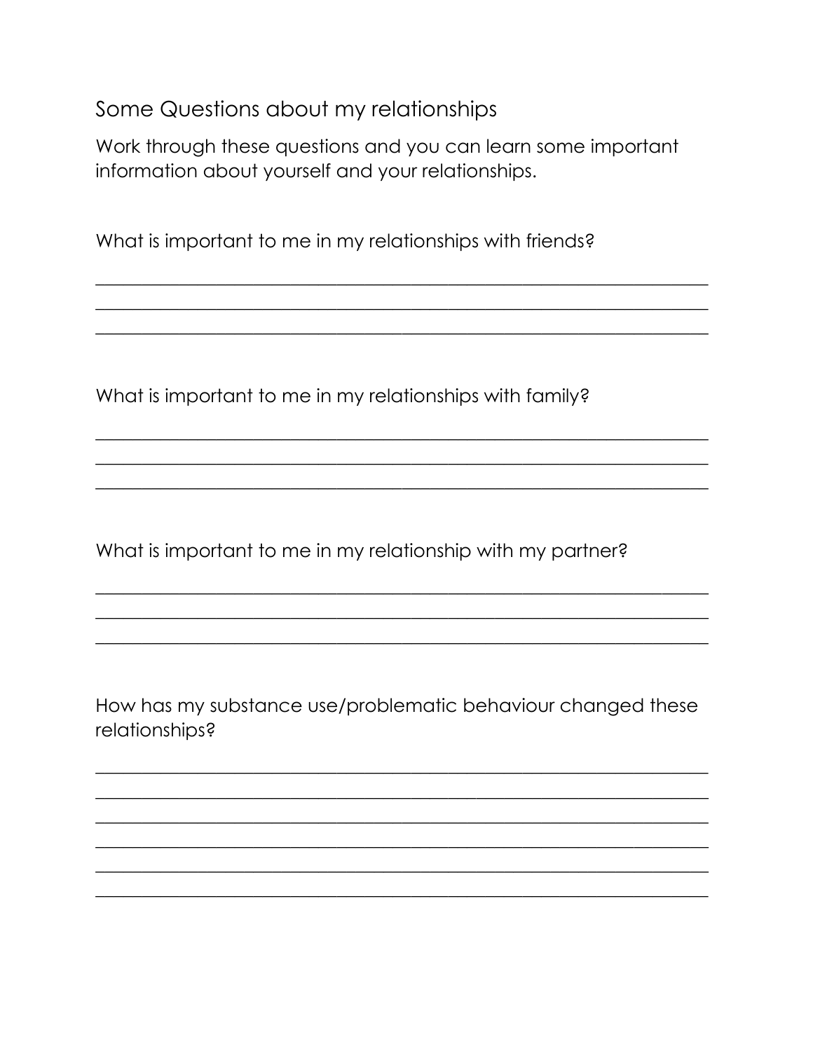## Some Questions about my relationships

Work through these questions and you can learn some important information about yourself and your relationships.

What is important to me in my relationships with friends?

\_\_\_\_\_\_\_\_\_\_\_\_\_\_\_\_\_\_\_\_\_\_\_\_\_\_\_\_\_\_\_\_\_\_\_\_\_\_\_\_\_\_\_\_\_\_\_\_\_\_\_\_\_\_\_\_\_\_\_\_\_\_\_\_

\_\_\_\_\_\_\_\_\_\_\_\_\_\_\_\_\_\_\_\_\_\_\_\_\_\_\_\_\_\_\_\_\_\_\_\_\_\_\_\_\_\_\_\_\_\_\_\_\_\_\_\_\_\_\_\_\_\_\_\_\_\_\_\_

\_\_\_\_\_\_\_\_\_\_\_\_\_\_\_\_\_\_\_\_\_\_\_\_\_\_\_\_\_\_\_\_\_\_\_\_\_\_\_\_\_\_\_\_\_\_\_\_\_\_\_\_\_\_\_\_\_\_\_\_\_\_\_\_

What is important to me in my relationships with family?

\_\_\_\_\_\_\_\_\_\_\_\_\_\_\_\_\_\_\_\_\_\_\_\_\_\_\_\_\_\_\_\_\_\_\_\_\_\_\_\_\_\_\_\_\_\_\_\_\_\_\_\_\_\_\_\_\_\_\_\_\_\_\_\_

\_\_\_\_\_\_\_\_\_\_\_\_\_\_\_\_\_\_\_\_\_\_\_\_\_\_\_\_\_\_\_\_\_\_\_\_\_\_\_\_\_\_\_\_\_\_\_\_\_\_\_\_\_\_\_\_\_\_\_\_\_\_\_\_

\_\_\_\_\_\_\_\_\_\_\_\_\_\_\_\_\_\_\_\_\_\_\_\_\_\_\_\_\_\_\_\_\_\_\_\_\_\_\_\_\_\_\_\_\_\_\_\_\_\_\_\_\_\_\_\_\_\_\_\_\_\_\_\_

What is important to me in my relationship with my partner?

\_\_\_\_\_\_\_\_\_\_\_\_\_\_\_\_\_\_\_\_\_\_\_\_\_\_\_\_\_\_\_\_\_\_\_\_\_\_\_\_\_\_\_\_\_\_\_\_\_\_\_\_\_\_\_\_\_\_\_\_\_\_\_\_

\_\_\_\_\_\_\_\_\_\_\_\_\_\_\_\_\_\_\_\_\_\_\_\_\_\_\_\_\_\_\_\_\_\_\_\_\_\_\_\_\_\_\_\_\_\_\_\_\_\_\_\_\_\_\_\_\_\_\_\_\_\_\_\_

\_\_\_\_\_\_\_\_\_\_\_\_\_\_\_\_\_\_\_\_\_\_\_\_\_\_\_\_\_\_\_\_\_\_\_\_\_\_\_\_\_\_\_\_\_\_\_\_\_\_\_\_\_\_\_\_\_\_\_\_\_\_\_\_

How has my substance use/problematic behaviour changed these relationships?

\_\_\_\_\_\_\_\_\_\_\_\_\_\_\_\_\_\_\_\_\_\_\_\_\_\_\_\_\_\_\_\_\_\_\_\_\_\_\_\_\_\_\_\_\_\_\_\_\_\_\_\_\_\_\_\_\_\_\_\_\_\_\_\_

\_\_\_\_\_\_\_\_\_\_\_\_\_\_\_\_\_\_\_\_\_\_\_\_\_\_\_\_\_\_\_\_\_\_\_\_\_\_\_\_\_\_\_\_\_\_\_\_\_\_\_\_\_\_\_\_\_\_\_\_\_\_\_\_

\_\_\_\_\_\_\_\_\_\_\_\_\_\_\_\_\_\_\_\_\_\_\_\_\_\_\_\_\_\_\_\_\_\_\_\_\_\_\_\_\_\_\_\_\_\_\_\_\_\_\_\_\_\_\_\_\_\_\_\_\_\_\_\_

\_\_\_\_\_\_\_\_\_\_\_\_\_\_\_\_\_\_\_\_\_\_\_\_\_\_\_\_\_\_\_\_\_\_\_\_\_\_\_\_\_\_\_\_\_\_\_\_\_\_\_\_\_\_\_\_\_\_\_\_\_\_\_\_

\_\_\_\_\_\_\_\_\_\_\_\_\_\_\_\_\_\_\_\_\_\_\_\_\_\_\_\_\_\_\_\_\_\_\_\_\_\_\_\_\_\_\_\_\_\_\_\_\_\_\_\_\_\_\_\_\_\_\_\_\_\_\_\_

\_\_\_\_\_\_\_\_\_\_\_\_\_\_\_\_\_\_\_\_\_\_\_\_\_\_\_\_\_\_\_\_\_\_\_\_\_\_\_\_\_\_\_\_\_\_\_\_\_\_\_\_\_\_\_\_\_\_\_\_\_\_\_\_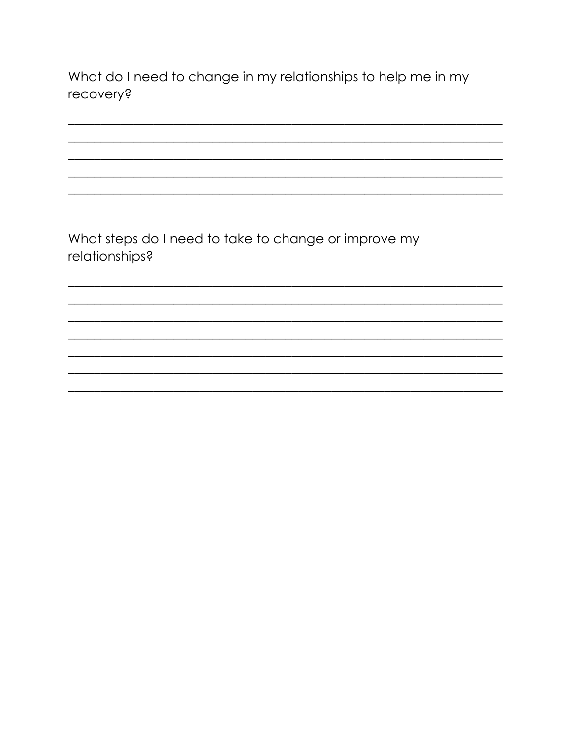What do I need to change in my relationships to help me in my recovery?

\_\_\_\_\_\_\_\_\_\_\_\_\_\_\_\_\_\_\_\_\_\_\_\_\_\_\_\_\_\_\_\_\_\_\_\_\_\_\_\_\_\_\_\_\_\_\_\_\_\_\_\_\_\_\_\_\_\_\_\_\_\_\_\_

\_\_\_\_\_\_\_\_\_\_\_\_\_\_\_\_\_\_\_\_\_\_\_\_\_\_\_\_\_\_\_\_\_\_\_\_\_\_\_\_\_\_\_\_\_\_\_\_\_\_\_\_\_\_\_\_\_\_\_\_\_\_\_\_

\_\_\_\_\_\_\_\_\_\_\_\_\_\_\_\_\_\_\_\_\_\_\_\_\_\_\_\_\_\_\_\_\_\_\_\_\_\_\_\_\_\_\_\_\_\_\_\_\_\_\_\_\_\_\_\_\_\_\_\_\_\_\_\_

\_\_\_\_\_\_\_\_\_\_\_\_\_\_\_\_\_\_\_\_\_\_\_\_\_\_\_\_\_\_\_\_\_\_\_\_\_\_\_\_\_\_\_\_\_\_\_\_\_\_\_\_\_\_\_\_\_\_\_\_\_\_\_\_

\_\_\_\_\_\_\_\_\_\_\_\_\_\_\_\_\_\_\_\_\_\_\_\_\_\_\_\_\_\_\_\_\_\_\_\_\_\_\_\_\_\_\_\_\_\_\_\_\_\_\_\_\_\_\_\_\_\_\_\_\_\_\_\_

What steps do I need to take to change or improve my relationships?

\_\_\_\_\_\_\_\_\_\_\_\_\_\_\_\_\_\_\_\_\_\_\_\_\_\_\_\_\_\_\_\_\_\_\_\_\_\_\_\_\_\_\_\_\_\_\_\_\_\_\_\_\_\_\_\_\_\_\_\_\_\_\_\_

\_\_\_\_\_\_\_\_\_\_\_\_\_\_\_\_\_\_\_\_\_\_\_\_\_\_\_\_\_\_\_\_\_\_\_\_\_\_\_\_\_\_\_\_\_\_\_\_\_\_\_\_\_\_\_\_\_\_\_\_\_\_\_\_

\_\_\_\_\_\_\_\_\_\_\_\_\_\_\_\_\_\_\_\_\_\_\_\_\_\_\_\_\_\_\_\_\_\_\_\_\_\_\_\_\_\_\_\_\_\_\_\_\_\_\_\_\_\_\_\_\_\_\_\_\_\_\_\_

\_\_\_\_\_\_\_\_\_\_\_\_\_\_\_\_\_\_\_\_\_\_\_\_\_\_\_\_\_\_\_\_\_\_\_\_\_\_\_\_\_\_\_\_\_\_\_\_\_\_\_\_\_\_\_\_\_\_\_\_\_\_\_\_

\_\_\_\_\_\_\_\_\_\_\_\_\_\_\_\_\_\_\_\_\_\_\_\_\_\_\_\_\_\_\_\_\_\_\_\_\_\_\_\_\_\_\_\_\_\_\_\_\_\_\_\_\_\_\_\_\_\_\_\_\_\_\_\_

\_\_\_\_\_\_\_\_\_\_\_\_\_\_\_\_\_\_\_\_\_\_\_\_\_\_\_\_\_\_\_\_\_\_\_\_\_\_\_\_\_\_\_\_\_\_\_\_\_\_\_\_\_\_\_\_\_\_\_\_\_\_\_\_

\_\_\_\_\_\_\_\_\_\_\_\_\_\_\_\_\_\_\_\_\_\_\_\_\_\_\_\_\_\_\_\_\_\_\_\_\_\_\_\_\_\_\_\_\_\_\_\_\_\_\_\_\_\_\_\_\_\_\_\_\_\_\_\_